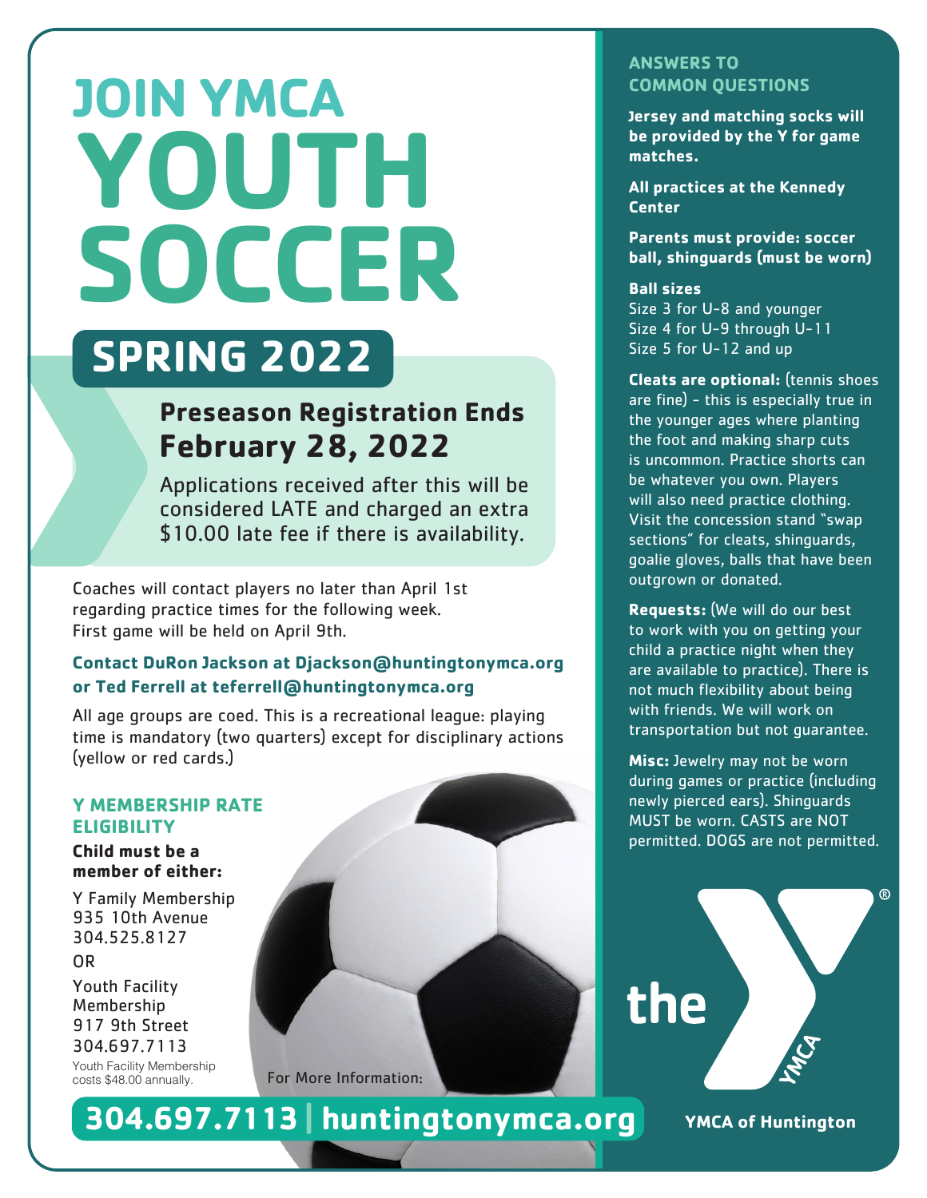# JOIN YMCA YOUTH SOCCER

## SPRING 2022

### Preseason Registration Ends February 28, 2022

Applications received after this will be considered LATE and charged an extra $10.00 late fee if there is availability.

Coaches will contact players no later than April 1st regarding practice times for the following week. First game will be held on April 9th.

**Contact DuRon Jackson at Djackson@huntingtonymca.org or Ted Ferrell at teferrell@huntingtonymca.org**

All age groups are coed. This is a recreational league: playing time is mandatory (two quarters) except for disciplinary actions (yellow or red cards.)

### Y MEMBERSHIP RATE ELIGIBILITY

**Child must be a member of either:**

Y Family Membership
935 10th Avenue
304.525.8127

OR

Youth Facility Membership
917 9th Street
304.697.7113

Youth Facility Membership costs $48.00 annually.

For More Information:

**304.697.7113 | huntingtonymca.org**

### ANSWERS TO COMMON QUESTIONS

**Jersey and matching socks will be provided by the Y for game matches.**

**All practices at the Kennedy Center**

**Parents must provide: soccer ball, shinguards (must be worn)**

**Ball sizes**
Size 3 for U-8 and younger
Size 4 for U-9 through U-11
Size 5 for U-12 and up

**Cleats are optional:** (tennis shoes are fine) - this is especially true in the younger ages where planting the foot and making sharp cuts is uncommon. Practice shorts can be whatever you own. Players will also need practice clothing. Visit the concession stand "swap sections" for cleats, shinguards, goalie gloves, balls that have been outgrown or donated.

**Requests:** (We will do our best to work with you on getting your child a practice night when they are available to practice). There is not much flexibility about being with friends. We will work on transportation but not guarantee.

**Misc:** Jewelry may not be worn during games or practice (including newly pierced ears). Shinguards MUST be worn. CASTS are NOT permitted. DOGS are not permitted.

the YMCA

**YMCA of Huntington**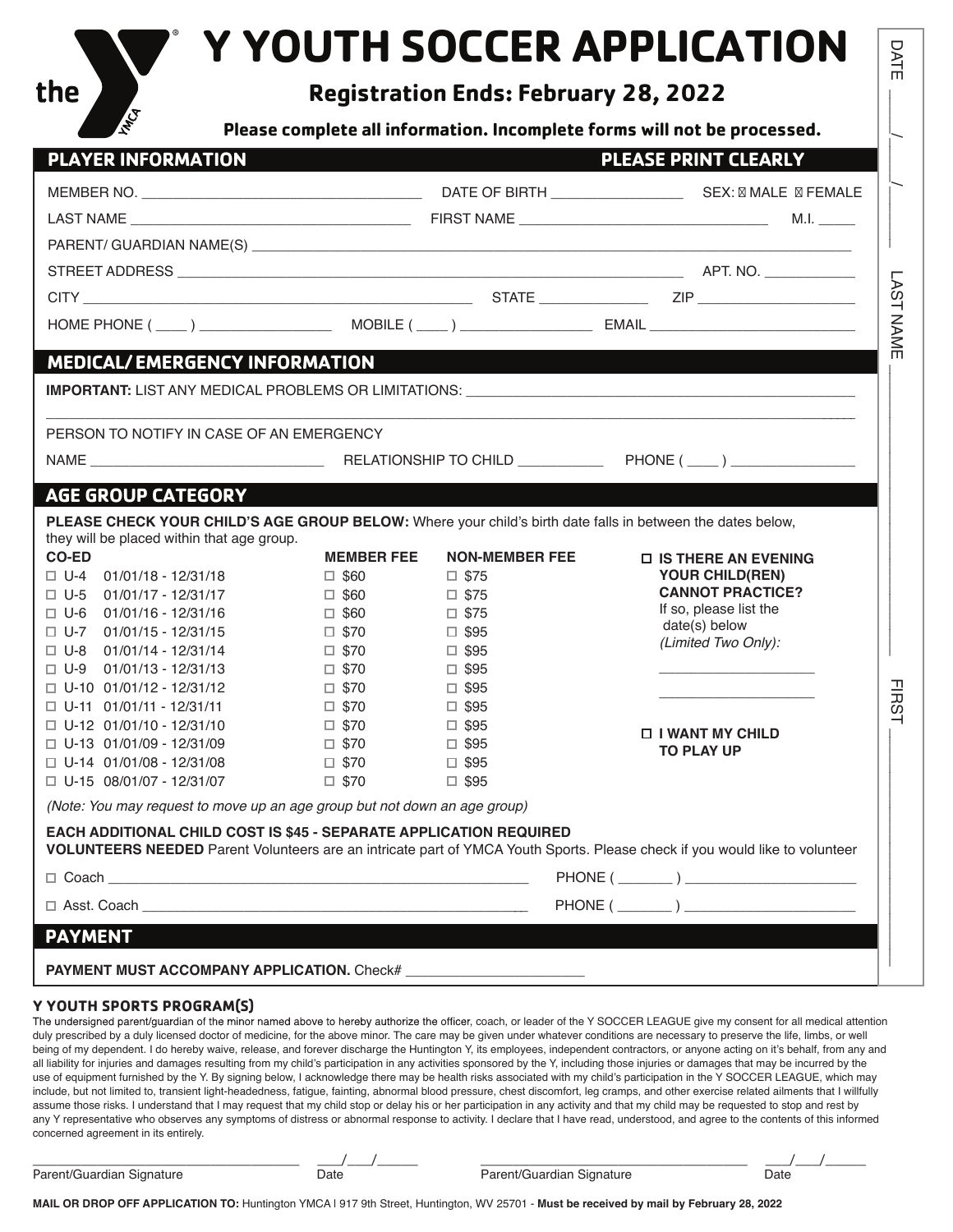# Y YOUTH SOCCER APPLICATION

## Registration Ends: February 28, 2022

**Please complete all information. Incomplete forms will not be processed.**

DATE ____/____/____ LAST NAME ____________ FIRST ____________

## PLAYER INFORMATION — PLEASE PRINT CLEARLY

MEMBER NO. ______________________ DATE OF BIRTH ______________ SEX: ☐ MALE ☐ FEMALE

LAST NAME ______________________ FIRST NAME ______________________ M.I. _____

PARENT/ GUARDIAN NAME(S) ____________________________________________

STREET ADDRESS ____________________________________________ APT. NO. ___________

CITY ______________________________ STATE ____________ ZIP ________________

HOME PHONE ( ____ ) ______________ MOBILE ( ____ ) ______________ EMAIL ______________________

## MEDICAL/ EMERGENCY INFORMATION

**IMPORTANT:** LIST ANY MEDICAL PROBLEMS OR LIMITATIONS: ____________________________________________

PERSON TO NOTIFY IN CASE OF AN EMERGENCY

NAME ______________________ RELATIONSHIP TO CHILD __________ PHONE ( ____ ) ______________

## AGE GROUP CATEGORY

**PLEASE CHECK YOUR CHILD'S AGE GROUP BELOW:** Where your child's birth date falls in between the dates below, they will be placed within that age group.

| CO-ED | | MEMBER FEE | NON-MEMBER FEE |
|---|---|---|---|
| ☐ U-4 | 01/01/18 - 12/31/18 | ☐ $60 | ☐ $75 |
| ☐ U-5 | 01/01/17 - 12/31/17 | ☐ $60 | ☐ $75 |
| ☐ U-6 | 01/01/16 - 12/31/16 | ☐ $60 | ☐ $75 |
| ☐ U-7 | 01/01/15 - 12/31/15 | ☐ $70 | ☐ $95 |
| ☐ U-8 | 01/01/14 - 12/31/14 | ☐ $70 | ☐ $95 |
| ☐ U-9 | 01/01/13 - 12/31/13 | ☐ $70 | ☐ $95 |
| ☐ U-10 | 01/01/12 - 12/31/12 | ☐ $70 | ☐ $95 |
| ☐ U-11 | 01/01/11 - 12/31/11 | ☐ $70 | ☐ $95 |
| ☐ U-12 | 01/01/10 - 12/31/10 | ☐ $70 | ☐ $95 |
| ☐ U-13 | 01/01/09 - 12/31/09 | ☐ $70 | ☐ $95 |
| ☐ U-14 | 01/01/08 - 12/31/08 | ☐ $70 | ☐ $95 |
| ☐ U-15 | 08/01/07 - 12/31/07 | ☐ $70 | ☐ $95 |

☐ **IS THERE AN EVENING YOUR CHILD(REN) CANNOT PRACTICE?** If so, please list the date(s) below *(Limited Two Only):*

________________

________________

☐ **I WANT MY CHILD TO PLAY UP**

*(Note: You may request to move up an age group but not down an age group)*

**EACH ADDITIONAL CHILD COST IS $45 - SEPARATE APPLICATION REQUIRED**

**VOLUNTEERS NEEDED** Parent Volunteers are an intricate part of YMCA Youth Sports. Please check if you would like to volunteer

☐ Coach ____________________________________ PHONE ( ______ ) ________________

☐ Asst. Coach ________________________________ PHONE ( ______ ) ________________

## PAYMENT

**PAYMENT MUST ACCOMPANY APPLICATION.** Check# ____________________

### Y YOUTH SPORTS PROGRAM(S)

The undersigned parent/guardian of the minor named above to hereby authorize the officer, coach, or leader of the Y SOCCER LEAGUE give my consent for all medical attention duly prescribed by a duly licensed doctor of medicine, for the above minor. The care may be given under whatever conditions are necessary to preserve the life, limbs, or well being of my dependent. I do hereby waive, release, and forever discharge the Huntington Y, its employees, independent contractors, or anyone acting on it's behalf, from any and all liability for injuries and damages resulting from my child's participation in any activities sponsored by the Y, including those injuries or damages that may be incurred by the use of equipment furnished by the Y. By signing below, I acknowledge there may be health risks associated with my child's participation in the Y SOCCER LEAGUE, which may include, but not limited to, transient light-headedness, fatigue, fainting, abnormal blood pressure, chest discomfort, leg cramps, and other exercise related ailments that I willfully assume those risks. I understand that I may request that my child stop or delay his or her participation in any activity and that my child may be requested to stop and rest by any Y representative who observes any symptoms of distress or abnormal response to activity. I declare that I have read, understood, and agree to the contents of this informed concerned agreement in its entirely.

______________________________ ____/____/______ ______________________________ ____/____/______

Parent/Guardian Signature Date Parent/Guardian Signature Date

**MAIL OR DROP OFF APPLICATION TO:** Huntington YMCA | 917 9th Street, Huntington, WV 25701 - **Must be received by mail by February 28, 2022**